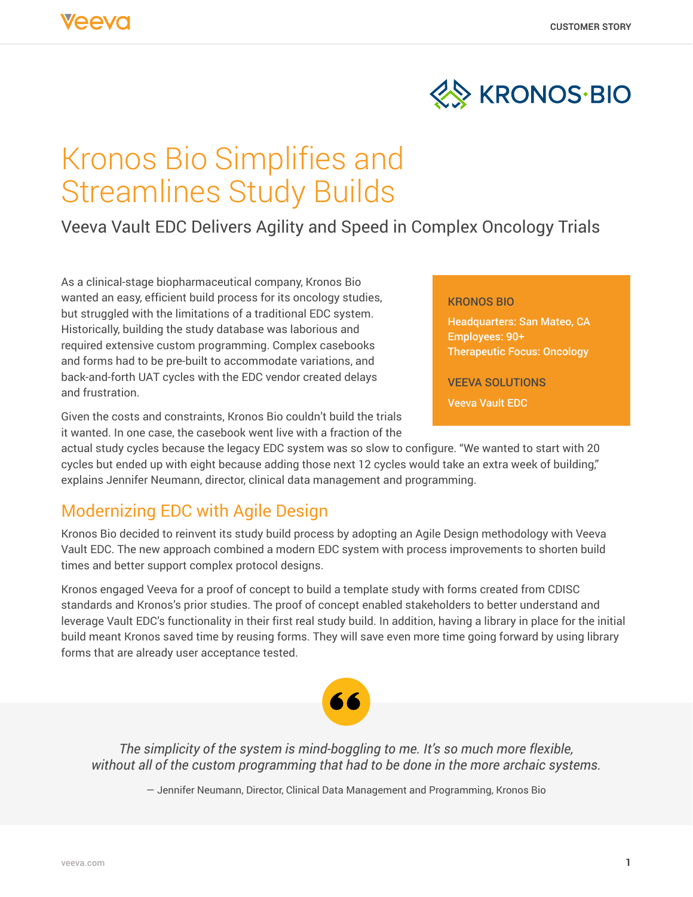# Kronos Bio Simplifies and Streamlines Study Builds

## Veeva Vault EDC Delivers Agility and Speed in Complex Oncology Trials

**KRONOS BIO**

Headquarters: San Mateo, CA
Employees: 90+
Therapeutic Focus: Oncology

**VEEVA SOLUTIONS**

Veeva Vault EDC

As a clinical-stage biopharmaceutical company, Kronos Bio wanted an easy, efficient build process for its oncology studies, but struggled with the limitations of a traditional EDC system. Historically, building the study database was laborious and required extensive custom programming. Complex casebooks and forms had to be pre-built to accommodate variations, and back-and-forth UAT cycles with the EDC vendor created delays and frustration.

Given the costs and constraints, Kronos Bio couldn't build the trials it wanted. In one case, the casebook went live with a fraction of the actual study cycles because the legacy EDC system was so slow to configure. "We wanted to start with 20 cycles but ended up with eight because adding those next 12 cycles would take an extra week of building," explains Jennifer Neumann, director, clinical data management and programming.

## Modernizing EDC with Agile Design

Kronos Bio decided to reinvent its study build process by adopting an Agile Design methodology with Veeva Vault EDC. The new approach combined a modern EDC system with process improvements to shorten build times and better support complex protocol designs.

Kronos engaged Veeva for a proof of concept to build a template study with forms created from CDISC standards and Kronos's prior studies. The proof of concept enabled stakeholders to better understand and leverage Vault EDC's functionality in their first real study build. In addition, having a library in place for the initial build meant Kronos saved time by reusing forms. They will save even more time going forward by using library forms that are already user acceptance tested.

> *The simplicity of the system is mind-boggling to me. It's so much more flexible, without all of the custom programming that had to be done in the more archaic systems.*
>
> — Jennifer Neumann, Director, Clinical Data Management and Programming, Kronos Bio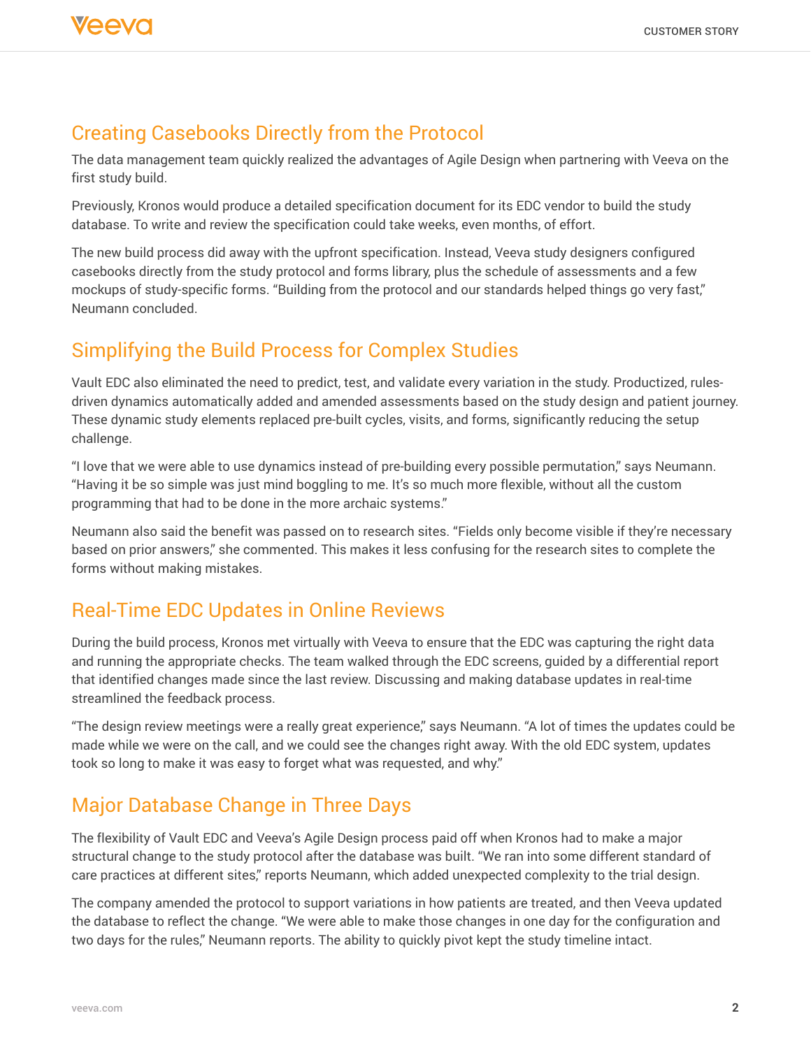## Creating Casebooks Directly from the Protocol

The data management team quickly realized the advantages of Agile Design when partnering with Veeva on the first study build.

Previously, Kronos would produce a detailed specification document for its EDC vendor to build the study database. To write and review the specification could take weeks, even months, of effort.

The new build process did away with the upfront specification. Instead, Veeva study designers configured casebooks directly from the study protocol and forms library, plus the schedule of assessments and a few mockups of study-specific forms. "Building from the protocol and our standards helped things go very fast," Neumann concluded.

## Simplifying the Build Process for Complex Studies

Vault EDC also eliminated the need to predict, test, and validate every variation in the study. Productized, rules-driven dynamics automatically added and amended assessments based on the study design and patient journey. These dynamic study elements replaced pre-built cycles, visits, and forms, significantly reducing the setup challenge.

"I love that we were able to use dynamics instead of pre-building every possible permutation," says Neumann. "Having it be so simple was just mind boggling to me. It's so much more flexible, without all the custom programming that had to be done in the more archaic systems."

Neumann also said the benefit was passed on to research sites. "Fields only become visible if they're necessary based on prior answers," she commented. This makes it less confusing for the research sites to complete the forms without making mistakes.

## Real-Time EDC Updates in Online Reviews

During the build process, Kronos met virtually with Veeva to ensure that the EDC was capturing the right data and running the appropriate checks. The team walked through the EDC screens, guided by a differential report that identified changes made since the last review. Discussing and making database updates in real-time streamlined the feedback process.

"The design review meetings were a really great experience," says Neumann. "A lot of times the updates could be made while we were on the call, and we could see the changes right away. With the old EDC system, updates took so long to make it was easy to forget what was requested, and why."

## Major Database Change in Three Days

The flexibility of Vault EDC and Veeva's Agile Design process paid off when Kronos had to make a major structural change to the study protocol after the database was built. "We ran into some different standard of care practices at different sites," reports Neumann, which added unexpected complexity to the trial design.

The company amended the protocol to support variations in how patients are treated, and then Veeva updated the database to reflect the change. "We were able to make those changes in one day for the configuration and two days for the rules," Neumann reports. The ability to quickly pivot kept the study timeline intact.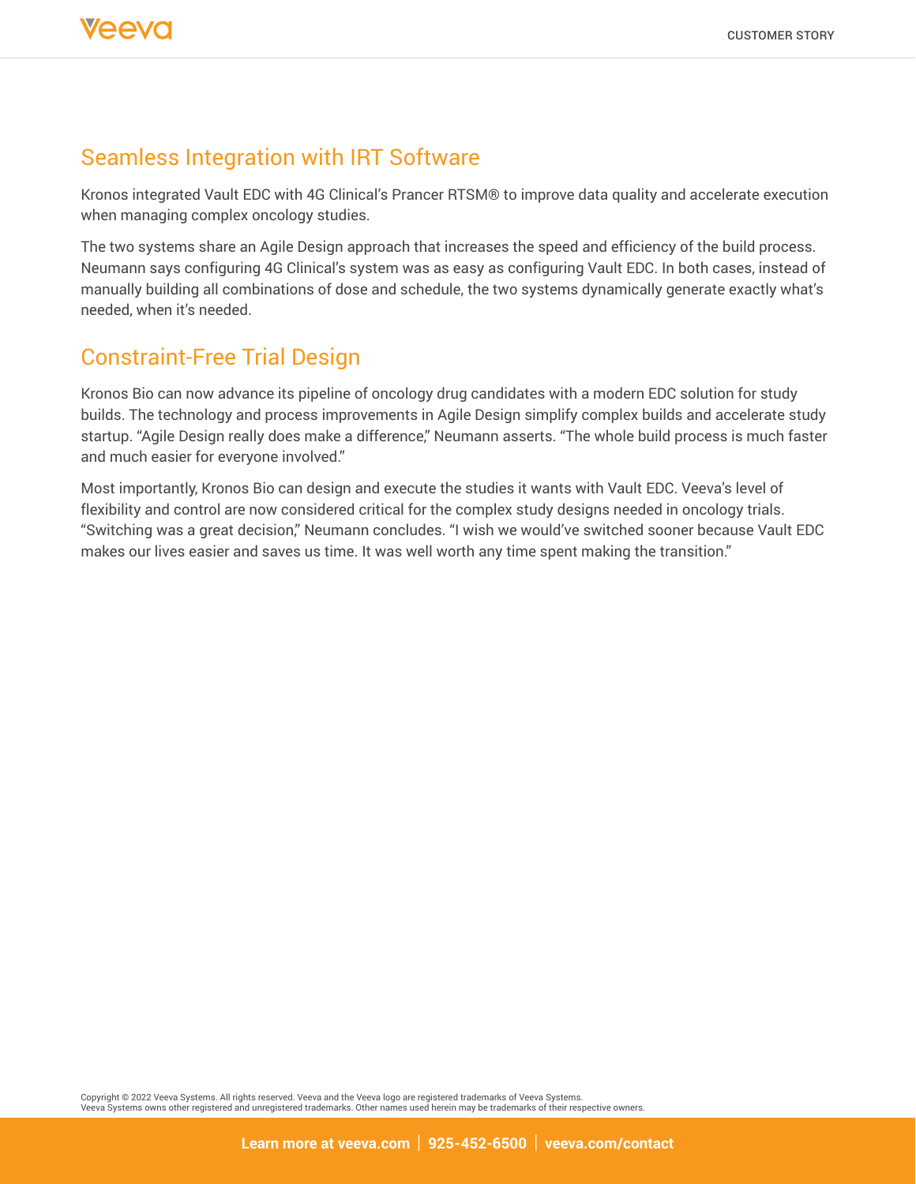## Seamless Integration with IRT Software

Kronos integrated Vault EDC with 4G Clinical's Prancer RTSM® to improve data quality and accelerate execution when managing complex oncology studies.

The two systems share an Agile Design approach that increases the speed and efficiency of the build process. Neumann says configuring 4G Clinical's system was as easy as configuring Vault EDC. In both cases, instead of manually building all combinations of dose and schedule, the two systems dynamically generate exactly what's needed, when it's needed.

## Constraint-Free Trial Design

Kronos Bio can now advance its pipeline of oncology drug candidates with a modern EDC solution for study builds. The technology and process improvements in Agile Design simplify complex builds and accelerate study startup. "Agile Design really does make a difference," Neumann asserts. "The whole build process is much faster and much easier for everyone involved."

Most importantly, Kronos Bio can design and execute the studies it wants with Vault EDC. Veeva's level of flexibility and control are now considered critical for the complex study designs needed in oncology trials. "Switching was a great decision," Neumann concludes. "I wish we would've switched sooner because Vault EDC makes our lives easier and saves us time. It was well worth any time spent making the transition."

Copyright © 2022 Veeva Systems. All rights reserved. Veeva and the Veeva logo are registered trademarks of Veeva Systems. Veeva Systems owns other registered and unregistered trademarks. Other names used herein may be trademarks of their respective owners.

**Learn more at veeva.com | 925-452-6500 | veeva.com/contact**